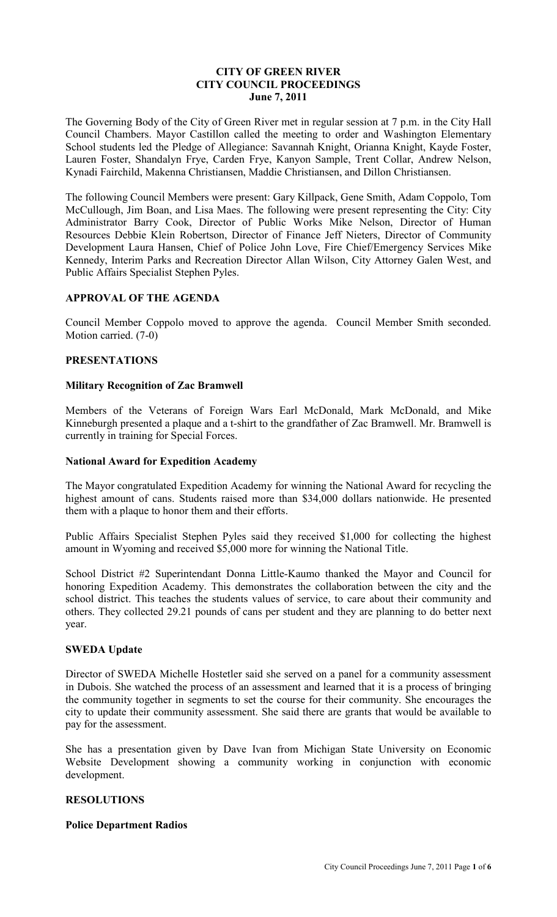**CITY OF GREEN RIVER**
**CITY COUNCIL PROCEEDINGS**
**June 7, 2011**

The Governing Body of the City of Green River met in regular session at 7 p.m. in the City Hall Council Chambers. Mayor Castillon called the meeting to order and Washington Elementary School students led the Pledge of Allegiance: Savannah Knight, Orianna Knight, Kayde Foster, Lauren Foster, Shandalyn Frye, Carden Frye, Kanyon Sample, Trent Collar, Andrew Nelson, Kynadi Fairchild, Makenna Christiansen, Maddie Christiansen, and Dillon Christiansen.

The following Council Members were present: Gary Killpack, Gene Smith, Adam Coppolo, Tom McCullough, Jim Boan, and Lisa Maes. The following were present representing the City: City Administrator Barry Cook, Director of Public Works Mike Nelson, Director of Human Resources Debbie Klein Robertson, Director of Finance Jeff Nieters, Director of Community Development Laura Hansen, Chief of Police John Love, Fire Chief/Emergency Services Mike Kennedy, Interim Parks and Recreation Director Allan Wilson, City Attorney Galen West, and Public Affairs Specialist Stephen Pyles.

## APPROVAL OF THE AGENDA

Council Member Coppolo moved to approve the agenda. Council Member Smith seconded. Motion carried. (7-0)

## PRESENTATIONS

### Military Recognition of Zac Bramwell

Members of the Veterans of Foreign Wars Earl McDonald, Mark McDonald, and Mike Kinneburgh presented a plaque and a t-shirt to the grandfather of Zac Bramwell. Mr. Bramwell is currently in training for Special Forces.

### National Award for Expedition Academy

The Mayor congratulated Expedition Academy for winning the National Award for recycling the highest amount of cans. Students raised more than $34,000 dollars nationwide. He presented them with a plaque to honor them and their efforts.

Public Affairs Specialist Stephen Pyles said they received $1,000 for collecting the highest amount in Wyoming and received $5,000 more for winning the National Title.

School District #2 Superintendant Donna Little-Kaumo thanked the Mayor and Council for honoring Expedition Academy. This demonstrates the collaboration between the city and the school district. This teaches the students values of service, to care about their community and others. They collected 29.21 pounds of cans per student and they are planning to do better next year.

### SWEDA Update

Director of SWEDA Michelle Hostetler said she served on a panel for a community assessment in Dubois. She watched the process of an assessment and learned that it is a process of bringing the community together in segments to set the course for their community. She encourages the city to update their community assessment. She said there are grants that would be available to pay for the assessment.

She has a presentation given by Dave Ivan from Michigan State University on Economic Website Development showing a community working in conjunction with economic development.

## RESOLUTIONS

### Police Department Radios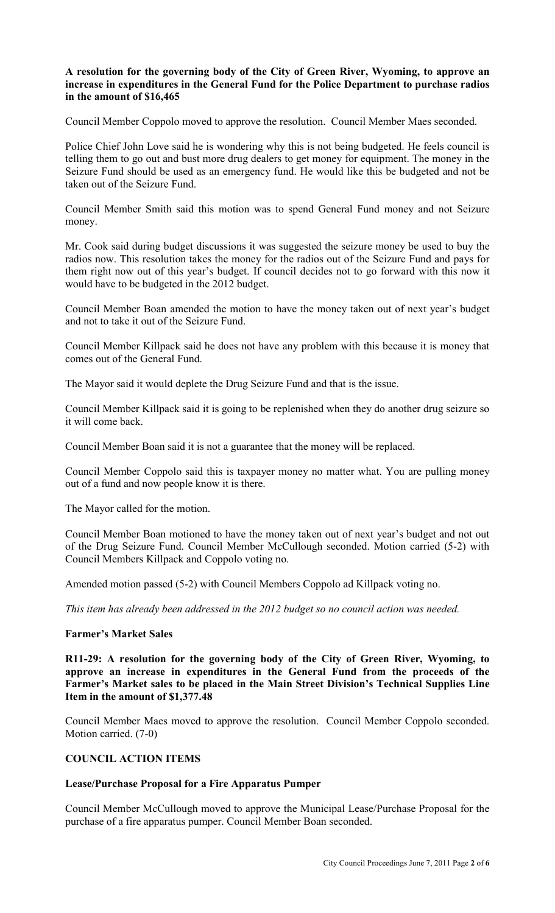**A resolution for the governing body of the City of Green River, Wyoming, to approve an increase in expenditures in the General Fund for the Police Department to purchase radios in the amount of $16,465**

Council Member Coppolo moved to approve the resolution. Council Member Maes seconded.

Police Chief John Love said he is wondering why this is not being budgeted. He feels council is telling them to go out and bust more drug dealers to get money for equipment. The money in the Seizure Fund should be used as an emergency fund. He would like this be budgeted and not be taken out of the Seizure Fund.

Council Member Smith said this motion was to spend General Fund money and not Seizure money.

Mr. Cook said during budget discussions it was suggested the seizure money be used to buy the radios now. This resolution takes the money for the radios out of the Seizure Fund and pays for them right now out of this year's budget. If council decides not to go forward with this now it would have to be budgeted in the 2012 budget.

Council Member Boan amended the motion to have the money taken out of next year's budget and not to take it out of the Seizure Fund.

Council Member Killpack said he does not have any problem with this because it is money that comes out of the General Fund.

The Mayor said it would deplete the Drug Seizure Fund and that is the issue.

Council Member Killpack said it is going to be replenished when they do another drug seizure so it will come back.

Council Member Boan said it is not a guarantee that the money will be replaced.

Council Member Coppolo said this is taxpayer money no matter what. You are pulling money out of a fund and now people know it is there.

The Mayor called for the motion.

Council Member Boan motioned to have the money taken out of next year's budget and not out of the Drug Seizure Fund. Council Member McCullough seconded. Motion carried (5-2) with Council Members Killpack and Coppolo voting no.

Amended motion passed (5-2) with Council Members Coppolo ad Killpack voting no.

*This item has already been addressed in the 2012 budget so no council action was needed.*

**Farmer's Market Sales**

**R11-29: A resolution for the governing body of the City of Green River, Wyoming, to approve an increase in expenditures in the General Fund from the proceeds of the Farmer's Market sales to be placed in the Main Street Division's Technical Supplies Line Item in the amount of $1,377.48**

Council Member Maes moved to approve the resolution. Council Member Coppolo seconded. Motion carried. (7-0)

**COUNCIL ACTION ITEMS**

**Lease/Purchase Proposal for a Fire Apparatus Pumper**

Council Member McCullough moved to approve the Municipal Lease/Purchase Proposal for the purchase of a fire apparatus pumper. Council Member Boan seconded.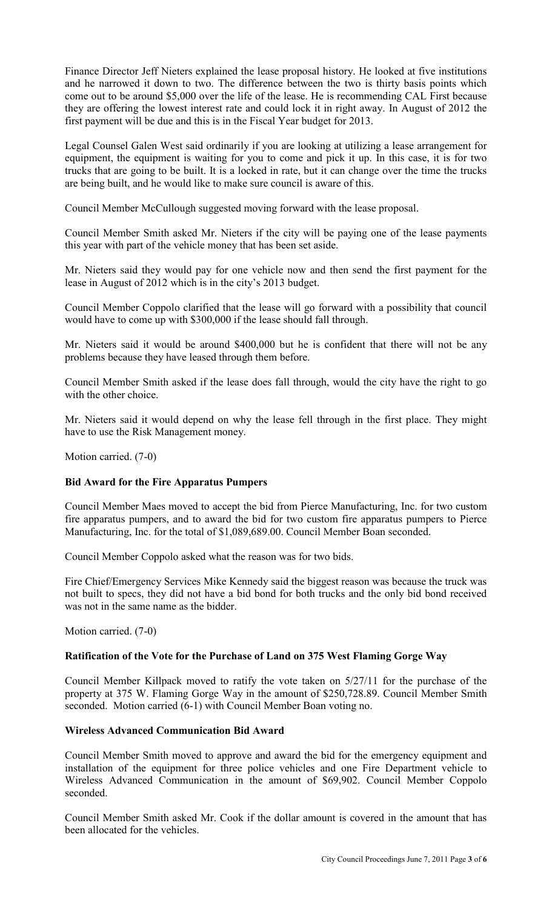Finance Director Jeff Nieters explained the lease proposal history. He looked at five institutions and he narrowed it down to two. The difference between the two is thirty basis points which come out to be around $5,000 over the life of the lease. He is recommending CAL First because they are offering the lowest interest rate and could lock it in right away. In August of 2012 the first payment will be due and this is in the Fiscal Year budget for 2013.

Legal Counsel Galen West said ordinarily if you are looking at utilizing a lease arrangement for equipment, the equipment is waiting for you to come and pick it up. In this case, it is for two trucks that are going to be built. It is a locked in rate, but it can change over the time the trucks are being built, and he would like to make sure council is aware of this.

Council Member McCullough suggested moving forward with the lease proposal.

Council Member Smith asked Mr. Nieters if the city will be paying one of the lease payments this year with part of the vehicle money that has been set aside.

Mr. Nieters said they would pay for one vehicle now and then send the first payment for the lease in August of 2012 which is in the city's 2013 budget.

Council Member Coppolo clarified that the lease will go forward with a possibility that council would have to come up with $300,000 if the lease should fall through.

Mr. Nieters said it would be around $400,000 but he is confident that there will not be any problems because they have leased through them before.

Council Member Smith asked if the lease does fall through, would the city have the right to go with the other choice.

Mr. Nieters said it would depend on why the lease fell through in the first place. They might have to use the Risk Management money.

Motion carried. (7-0)

**Bid Award for the Fire Apparatus Pumpers**

Council Member Maes moved to accept the bid from Pierce Manufacturing, Inc. for two custom fire apparatus pumpers, and to award the bid for two custom fire apparatus pumpers to Pierce Manufacturing, Inc. for the total of $1,089,689.00. Council Member Boan seconded.

Council Member Coppolo asked what the reason was for two bids.

Fire Chief/Emergency Services Mike Kennedy said the biggest reason was because the truck was not built to specs, they did not have a bid bond for both trucks and the only bid bond received was not in the same name as the bidder.

Motion carried. (7-0)

**Ratification of the Vote for the Purchase of Land on 375 West Flaming Gorge Way**

Council Member Killpack moved to ratify the vote taken on 5/27/11 for the purchase of the property at 375 W. Flaming Gorge Way in the amount of $250,728.89. Council Member Smith seconded. Motion carried (6-1) with Council Member Boan voting no.

**Wireless Advanced Communication Bid Award**

Council Member Smith moved to approve and award the bid for the emergency equipment and installation of the equipment for three police vehicles and one Fire Department vehicle to Wireless Advanced Communication in the amount of $69,902. Council Member Coppolo seconded.

Council Member Smith asked Mr. Cook if the dollar amount is covered in the amount that has been allocated for the vehicles.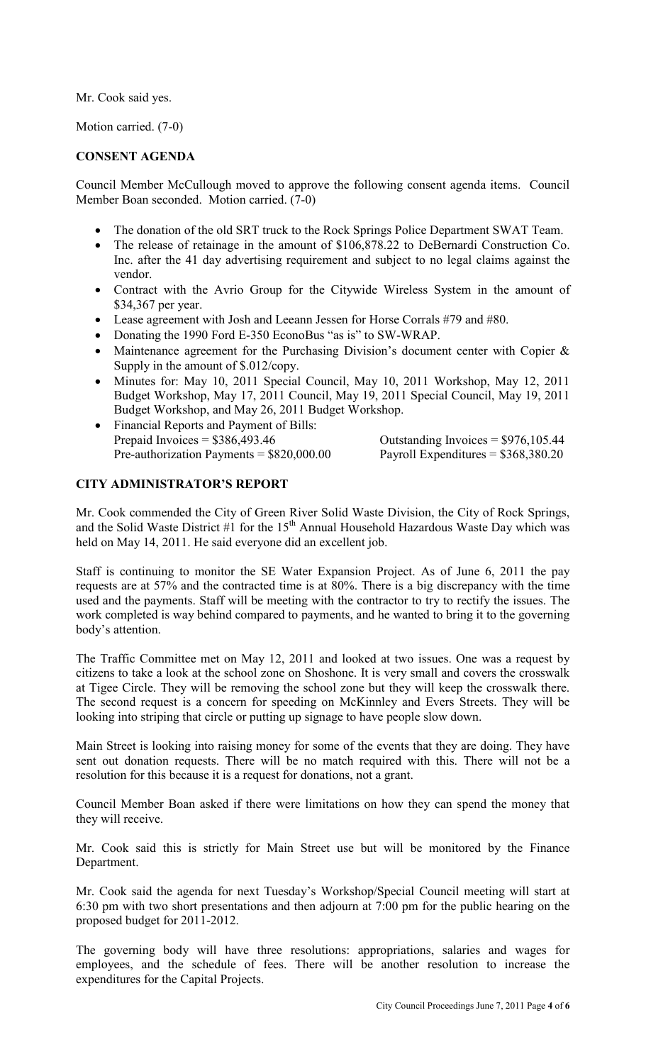Mr. Cook said yes.

Motion carried. (7-0)

## CONSENT AGENDA

Council Member McCullough moved to approve the following consent agenda items. Council Member Boan seconded. Motion carried. (7-0)

- The donation of the old SRT truck to the Rock Springs Police Department SWAT Team.
- The release of retainage in the amount of $106,878.22 to DeBernardi Construction Co. Inc. after the 41 day advertising requirement and subject to no legal claims against the vendor.
- Contract with the Avrio Group for the Citywide Wireless System in the amount of $34,367 per year.
- Lease agreement with Josh and Leeann Jessen for Horse Corrals #79 and #80.
- Donating the 1990 Ford E-350 EconoBus "as is" to SW-WRAP.
- Maintenance agreement for the Purchasing Division's document center with Copier & Supply in the amount of $.012/copy.
- Minutes for: May 10, 2011 Special Council, May 10, 2011 Workshop, May 12, 2011 Budget Workshop, May 17, 2011 Council, May 19, 2011 Special Council, May 19, 2011 Budget Workshop, and May 26, 2011 Budget Workshop.
- Financial Reports and Payment of Bills:
  Prepaid Invoices = $386,493.46 Outstanding Invoices = $976,105.44
  Pre-authorization Payments = $820,000.00 Payroll Expenditures = $368,380.20

## CITY ADMINISTRATOR'S REPORT

Mr. Cook commended the City of Green River Solid Waste Division, the City of Rock Springs, and the Solid Waste District #1 for the 15th Annual Household Hazardous Waste Day which was held on May 14, 2011. He said everyone did an excellent job.

Staff is continuing to monitor the SE Water Expansion Project. As of June 6, 2011 the pay requests are at 57% and the contracted time is at 80%. There is a big discrepancy with the time used and the payments. Staff will be meeting with the contractor to try to rectify the issues. The work completed is way behind compared to payments, and he wanted to bring it to the governing body's attention.

The Traffic Committee met on May 12, 2011 and looked at two issues. One was a request by citizens to take a look at the school zone on Shoshone. It is very small and covers the crosswalk at Tigee Circle. They will be removing the school zone but they will keep the crosswalk there. The second request is a concern for speeding on McKinnley and Evers Streets. They will be looking into striping that circle or putting up signage to have people slow down.

Main Street is looking into raising money for some of the events that they are doing. They have sent out donation requests. There will be no match required with this. There will not be a resolution for this because it is a request for donations, not a grant.

Council Member Boan asked if there were limitations on how they can spend the money that they will receive.

Mr. Cook said this is strictly for Main Street use but will be monitored by the Finance Department.

Mr. Cook said the agenda for next Tuesday's Workshop/Special Council meeting will start at 6:30 pm with two short presentations and then adjourn at 7:00 pm for the public hearing on the proposed budget for 2011-2012.

The governing body will have three resolutions: appropriations, salaries and wages for employees, and the schedule of fees. There will be another resolution to increase the expenditures for the Capital Projects.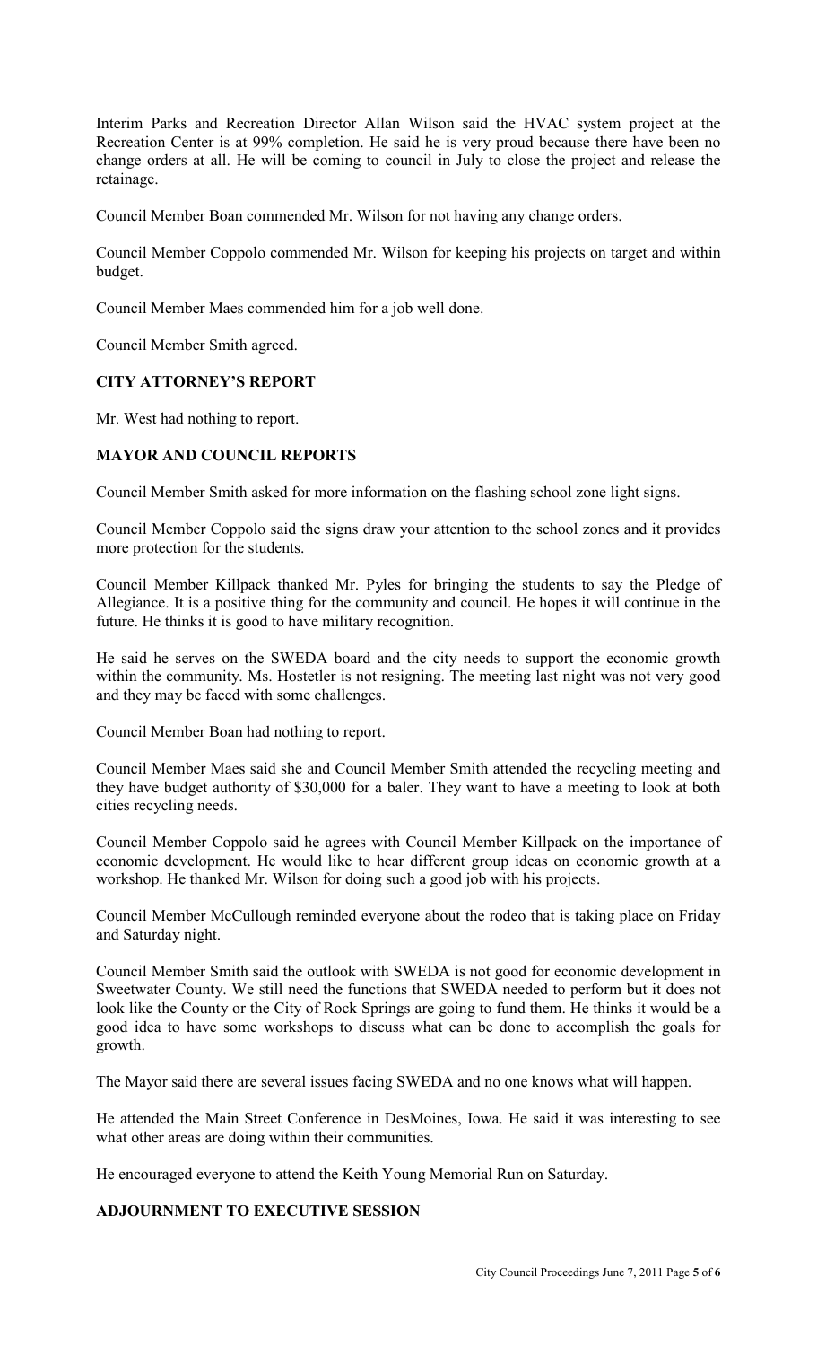Interim Parks and Recreation Director Allan Wilson said the HVAC system project at the Recreation Center is at 99% completion. He said he is very proud because there have been no change orders at all. He will be coming to council in July to close the project and release the retainage.

Council Member Boan commended Mr. Wilson for not having any change orders.

Council Member Coppolo commended Mr. Wilson for keeping his projects on target and within budget.

Council Member Maes commended him for a job well done.

Council Member Smith agreed.

### CITY ATTORNEY'S REPORT

Mr. West had nothing to report.

### MAYOR AND COUNCIL REPORTS

Council Member Smith asked for more information on the flashing school zone light signs.

Council Member Coppolo said the signs draw your attention to the school zones and it provides more protection for the students.

Council Member Killpack thanked Mr. Pyles for bringing the students to say the Pledge of Allegiance. It is a positive thing for the community and council. He hopes it will continue in the future. He thinks it is good to have military recognition.

He said he serves on the SWEDA board and the city needs to support the economic growth within the community. Ms. Hostetler is not resigning. The meeting last night was not very good and they may be faced with some challenges.

Council Member Boan had nothing to report.

Council Member Maes said she and Council Member Smith attended the recycling meeting and they have budget authority of $30,000 for a baler. They want to have a meeting to look at both cities recycling needs.

Council Member Coppolo said he agrees with Council Member Killpack on the importance of economic development. He would like to hear different group ideas on economic growth at a workshop. He thanked Mr. Wilson for doing such a good job with his projects.

Council Member McCullough reminded everyone about the rodeo that is taking place on Friday and Saturday night.

Council Member Smith said the outlook with SWEDA is not good for economic development in Sweetwater County. We still need the functions that SWEDA needed to perform but it does not look like the County or the City of Rock Springs are going to fund them. He thinks it would be a good idea to have some workshops to discuss what can be done to accomplish the goals for growth.

The Mayor said there are several issues facing SWEDA and no one knows what will happen.

He attended the Main Street Conference in DesMoines, Iowa. He said it was interesting to see what other areas are doing within their communities.

He encouraged everyone to attend the Keith Young Memorial Run on Saturday.

### ADJOURNMENT TO EXECUTIVE SESSION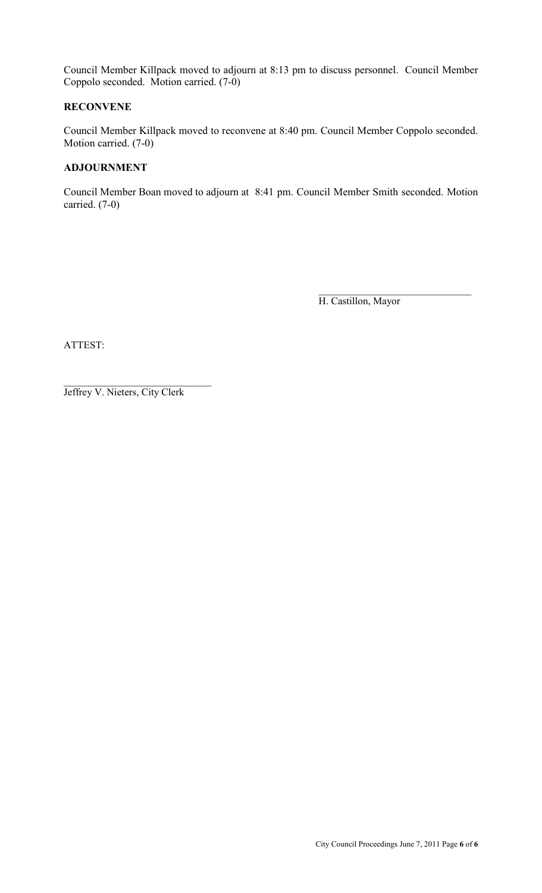Council Member Killpack moved to adjourn at 8:13 pm to discuss personnel. Council Member Coppolo seconded. Motion carried. (7-0)

**RECONVENE**

Council Member Killpack moved to reconvene at 8:40 pm. Council Member Coppolo seconded. Motion carried. (7-0)

**ADJOURNMENT**

Council Member Boan moved to adjourn at 8:41 pm. Council Member Smith seconded. Motion carried. (7-0)

\_\_\_\_\_\_\_\_\_\_\_\_\_\_\_\_\_\_\_\_\_\_\_\_\_\_\_\_\_\_
H. Castillon, Mayor

ATTEST:

\_\_\_\_\_\_\_\_\_\_\_\_\_\_\_\_\_\_\_\_\_\_\_\_\_\_\_\_\_\_
Jeffrey V. Nieters, City Clerk